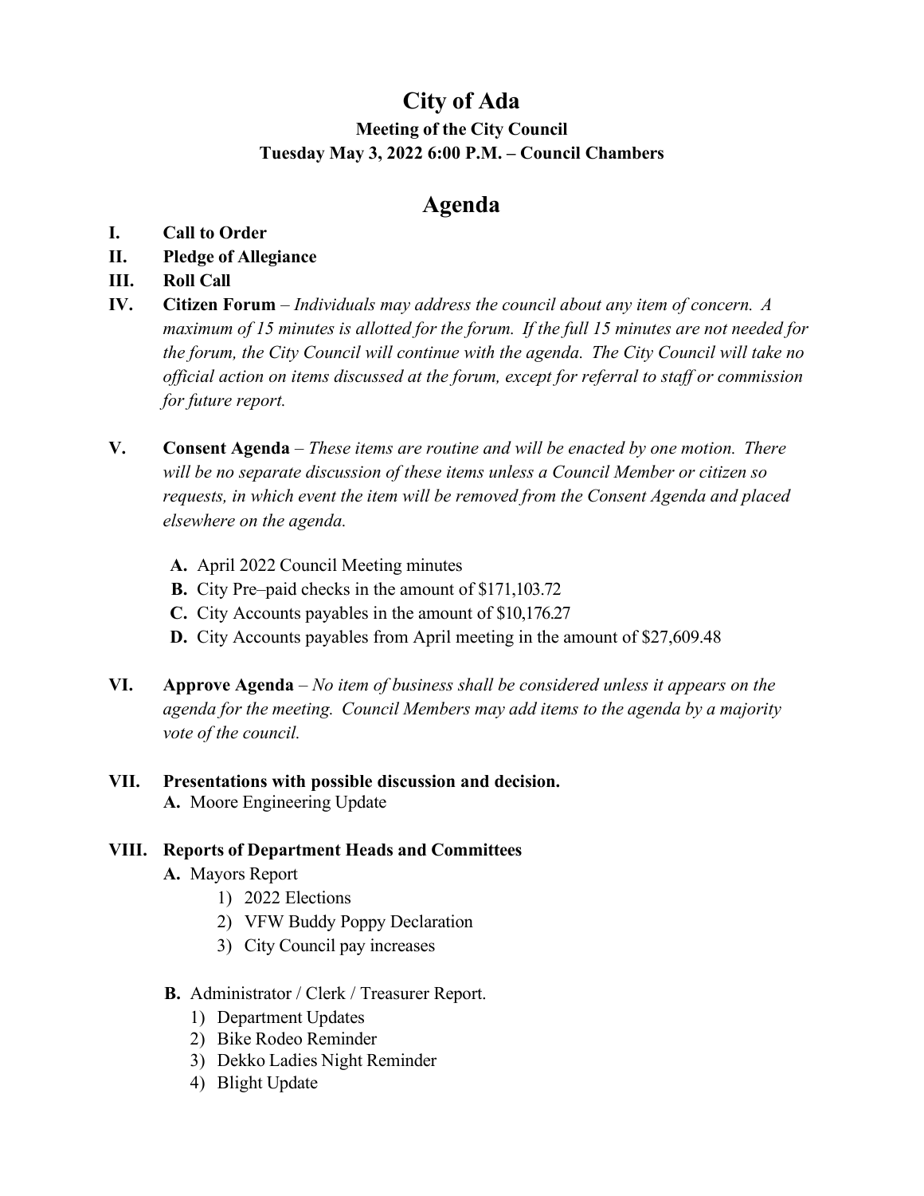# City of Ada

### Meeting of the City Council

### Tuesday May 3, 2022 6:00 P.M. – Council Chambers

## Agenda

**I. Call to Order**

**II. Pledge of Allegiance**

**III. Roll Call**

**IV. Citizen Forum** – *Individuals may address the council about any item of concern. A maximum of 15 minutes is allotted for the forum. If the full 15 minutes are not needed for the forum, the City Council will continue with the agenda. The City Council will take no official action on items discussed at the forum, except for referral to staff or commission for future report.*

**V. Consent Agenda** – *These items are routine and will be enacted by one motion. There will be no separate discussion of these items unless a Council Member or citizen so requests, in which event the item will be removed from the Consent Agenda and placed elsewhere on the agenda.*

- **A.** April 2022 Council Meeting minutes
- **B.** City Pre–paid checks in the amount of $171,103.72
- **C.** City Accounts payables in the amount of $10,176.27
- **D.** City Accounts payables from April meeting in the amount of $27,609.48

**VI. Approve Agenda** – *No item of business shall be considered unless it appears on the agenda for the meeting. Council Members may add items to the agenda by a majority vote of the council.*

**VII. Presentations with possible discussion and decision.**

- **A.** Moore Engineering Update

**VIII. Reports of Department Heads and Committees**

- **A.** Mayors Report
  1) 2022 Elections
  2) VFW Buddy Poppy Declaration
  3) City Council pay increases
- **B.** Administrator / Clerk / Treasurer Report.
  1) Department Updates
  2) Bike Rodeo Reminder
  3) Dekko Ladies Night Reminder
  4) Blight Update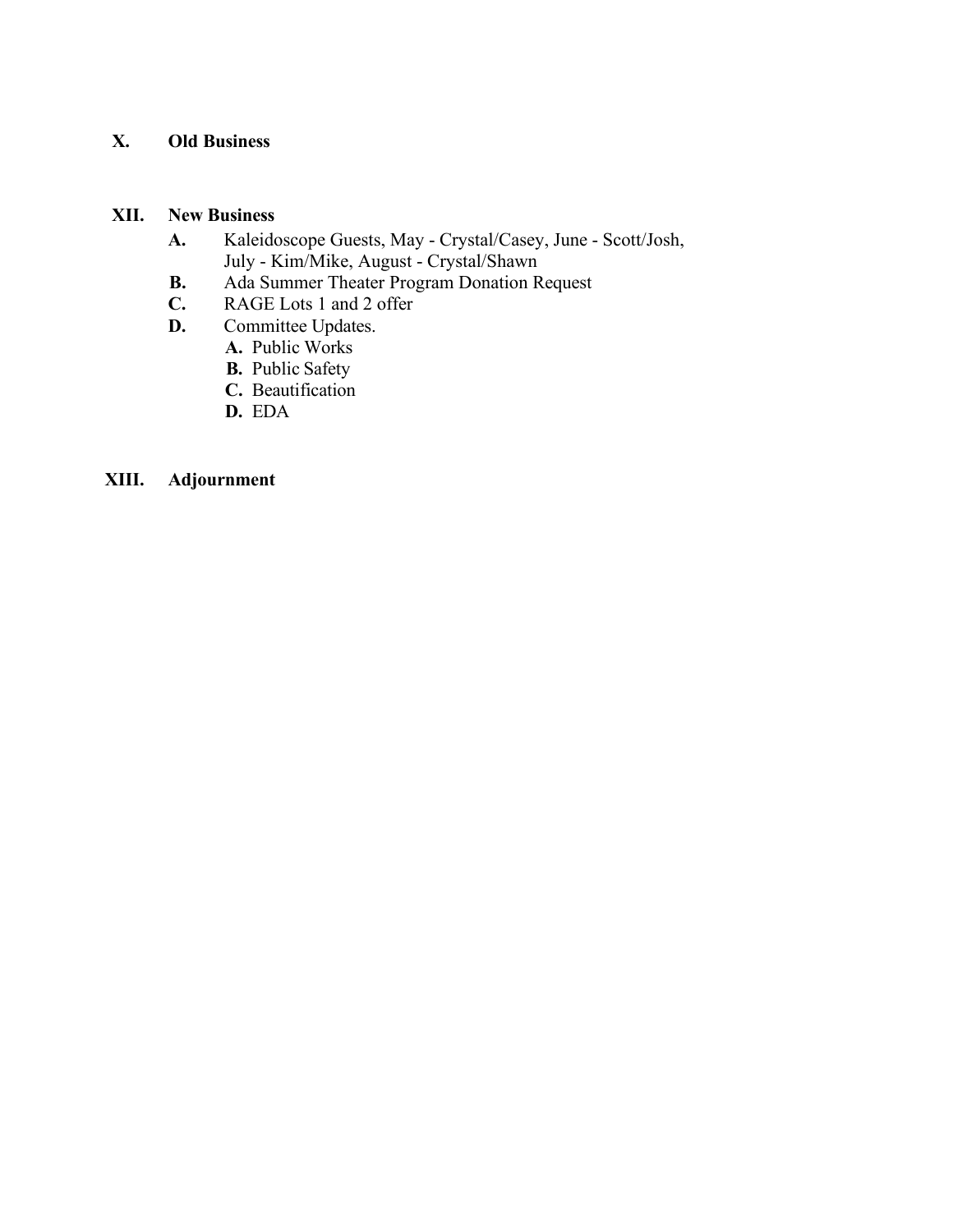**X. Old Business**

**XII. New Business**

- **A.** Kaleidoscope Guests, May - Crystal/Casey, June - Scott/Josh, July - Kim/Mike, August - Crystal/Shawn
- **B.** Ada Summer Theater Program Donation Request
- **C.** RAGE Lots 1 and 2 offer
- **D.** Committee Updates.
  - **A.** Public Works
  - **B.** Public Safety
  - **C.** Beautification
  - **D.** EDA

**XIII. Adjournment**